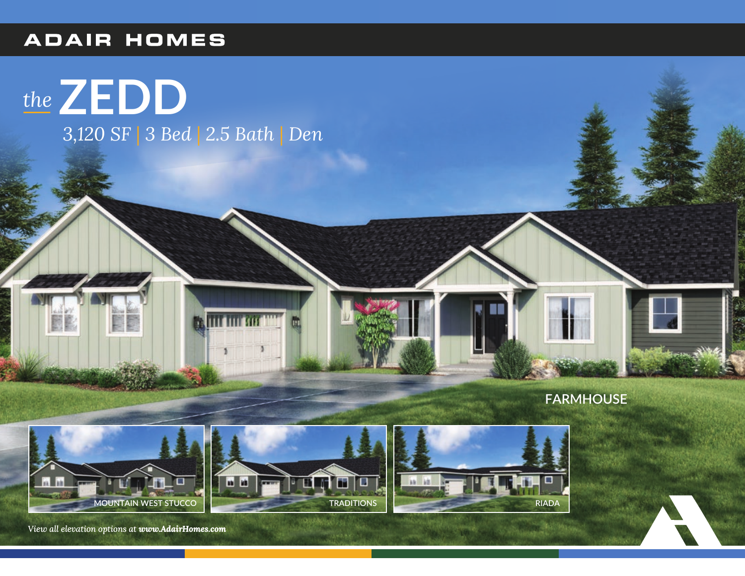ADAIR HOMES

# *the* ZEDD

*3,120 SF | 3 Bed | 2.5 Bath | Den*

FARMHOUSE

MOUNTAIN WEST STUCCO

TRADITIONS

RIADA

*View all elevation options at **www.AdairHomes.com***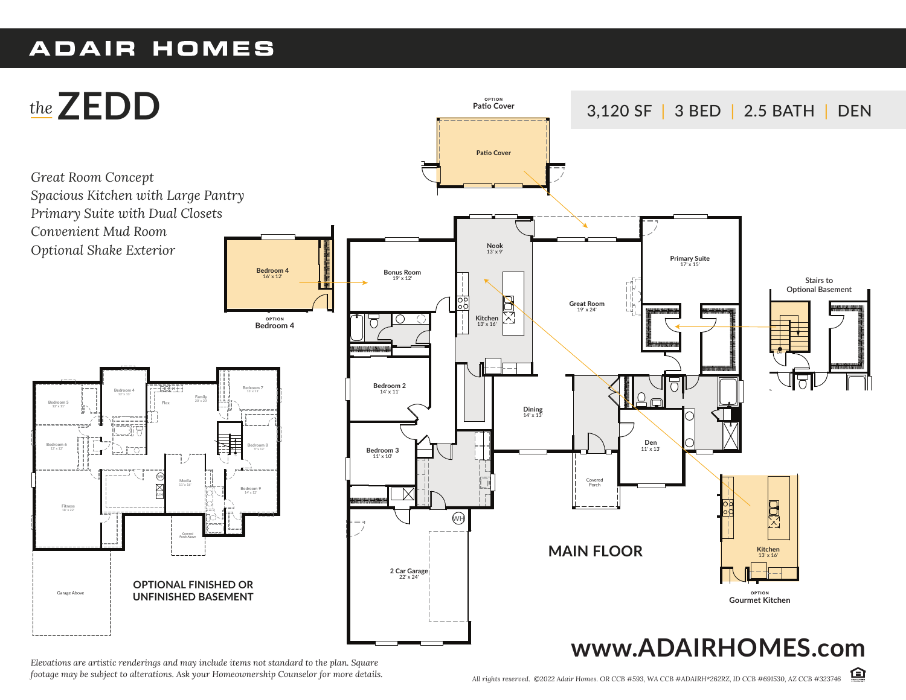# ADAIR HOMES

## the ZEDD

3,120 SF | 3 BED | 2.5 BATH | DEN

*Great Room Concept*
*Spacious Kitchen with Large Pantry*
*Primary Suite with Dual Closets*
*Convenient Mud Room*
*Optional Shake Exterior*

OPTION
Patio Cover

Patio Cover

OPTION
Bedroom 4

Bedroom 4
16' x 12'

Bonus Room
19' x 12'

Nook
13' x 9'

Kitchen
13' x 16'

Great Room
19' x 24'

Primary Suite
17' x 15'

Stairs to
Optional Basement

Bedroom 2
14' x 11'

Bedroom 3
11' x 10'

Dining
14' x 13'

Den
11' x 13'

Covered
Porch

2 Car Garage
22' x 24'

WH

MAIN FLOOR

Kitchen
13' x 16'

OPTION
Gourmet Kitchen

Bedroom 5
12' x 11'

Bedroom 4
12' x 13'

Flex

Family
20' x 20'

Bedroom 7
13' x 11'

Bedroom 6
12' x 12'

Bedroom 8
9' x 12'

Media
11' x 16'

Bedroom 9
14' x 12'

Fitness
18' x 22'

Covered
Porch Above

Garage Above

OPTIONAL FINISHED OR UNFINISHED BASEMENT

www.ADAIRHOMES.com

*Elevations are artistic renderings and may include items not standard to the plan. Square footage may be subject to alterations. Ask your Homeownership Counselor for more details.*

*All rights reserved. ©2022 Adair Homes. OR CCB #593, WA CCB #ADAIRH*262RZ, ID CCB #691530, AZ CCB #323746*